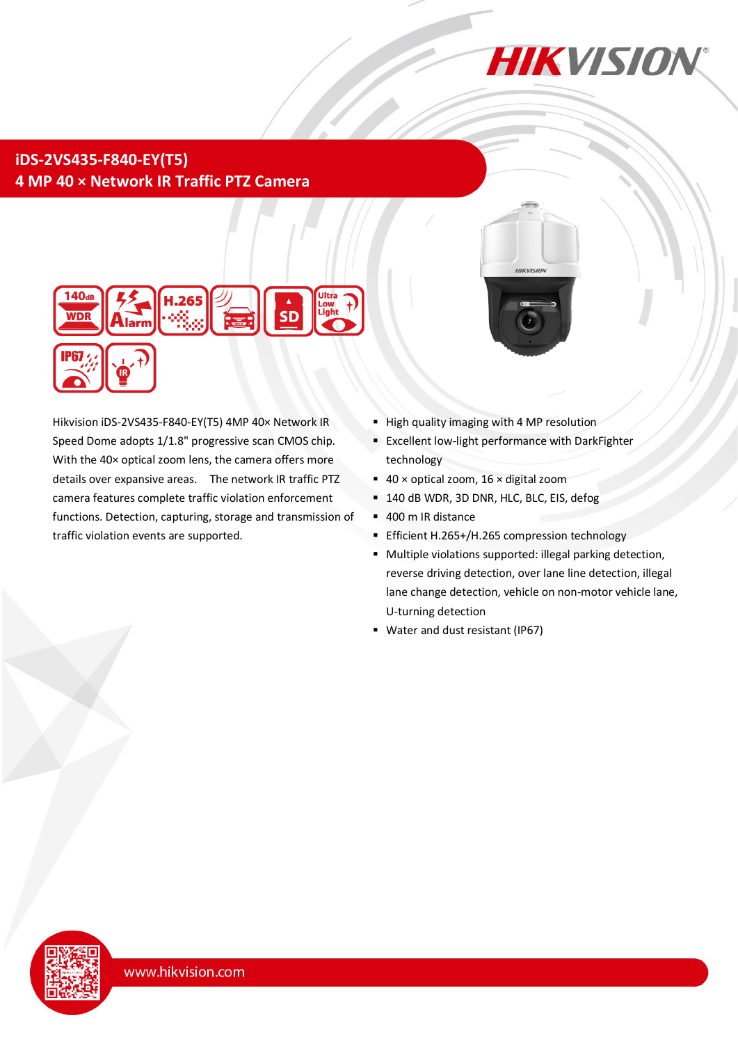# iDS-2VS435-F840-EY(T5)

## 4 MP 40 × Network IR Traffic PTZ Camera

Hikvision iDS-2VS435-F840-EY(T5) 4MP 40× Network IR Speed Dome adopts 1/1.8" progressive scan CMOS chip. With the 40× optical zoom lens, the camera offers more details over expansive areas. The network IR traffic PTZ camera features complete traffic violation enforcement functions. Detection, capturing, storage and transmission of traffic violation events are supported.

- High quality imaging with 4 MP resolution
- Excellent low-light performance with DarkFighter technology
- 40 × optical zoom, 16 × digital zoom
- 140 dB WDR, 3D DNR, HLC, BLC, EIS, defog
- 400 m IR distance
- Efficient H.265+/H.265 compression technology
- Multiple violations supported: illegal parking detection, reverse driving detection, over lane line detection, illegal lane change detection, vehicle on non-motor vehicle lane, U-turning detection
- Water and dust resistant (IP67)

www.hikvision.com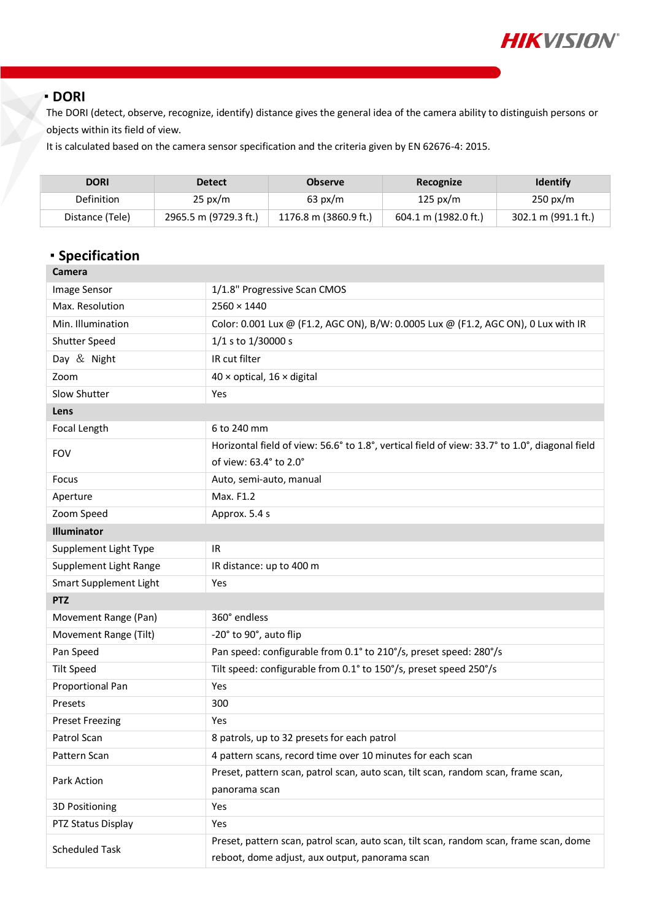## DORI

The DORI (detect, observe, recognize, identify) distance gives the general idea of the camera ability to distinguish persons or objects within its field of view.

It is calculated based on the camera sensor specification and the criteria given by EN 62676-4: 2015.

| DORI | Detect | Observe | Recognize | Identify |
|---|---|---|---|---|
| Definition | 25 px/m | 63 px/m | 125 px/m | 250 px/m |
| Distance (Tele) | 2965.5 m (9729.3 ft.) | 1176.8 m (3860.9 ft.) | 604.1 m (1982.0 ft.) | 302.1 m (991.1 ft.) |

## Specification

| **Camera** | |
|---|---|
| Image Sensor | 1/1.8" Progressive Scan CMOS |
| Max. Resolution | 2560 × 1440 |
| Min. Illumination | Color: 0.001 Lux @ (F1.2, AGC ON), B/W: 0.0005 Lux @ (F1.2, AGC ON), 0 Lux with IR |
| Shutter Speed | 1/1 s to 1/30000 s |
| Day ＆ Night | IR cut filter |
| Zoom | 40 × optical, 16 × digital |
| Slow Shutter | Yes |
| **Lens** | |
| Focal Length | 6 to 240 mm |
| FOV | Horizontal field of view: 56.6° to 1.8°, vertical field of view: 33.7° to 1.0°, diagonal field of view: 63.4° to 2.0° |
| Focus | Auto, semi-auto, manual |
| Aperture | Max. F1.2 |
| Zoom Speed | Approx. 5.4 s |
| **Illuminator** | |
| Supplement Light Type | IR |
| Supplement Light Range | IR distance: up to 400 m |
| Smart Supplement Light | Yes |
| **PTZ** | |
| Movement Range (Pan) | 360° endless |
| Movement Range (Tilt) | -20° to 90°, auto flip |
| Pan Speed | Pan speed: configurable from 0.1° to 210°/s, preset speed: 280°/s |
| Tilt Speed | Tilt speed: configurable from 0.1° to 150°/s, preset speed 250°/s |
| Proportional Pan | Yes |
| Presets | 300 |
| Preset Freezing | Yes |
| Patrol Scan | 8 patrols, up to 32 presets for each patrol |
| Pattern Scan | 4 pattern scans, record time over 10 minutes for each scan |
| Park Action | Preset, pattern scan, patrol scan, auto scan, tilt scan, random scan, frame scan, panorama scan |
| 3D Positioning | Yes |
| PTZ Status Display | Yes |
| Scheduled Task | Preset, pattern scan, patrol scan, auto scan, tilt scan, random scan, frame scan, dome reboot, dome adjust, aux output, panorama scan |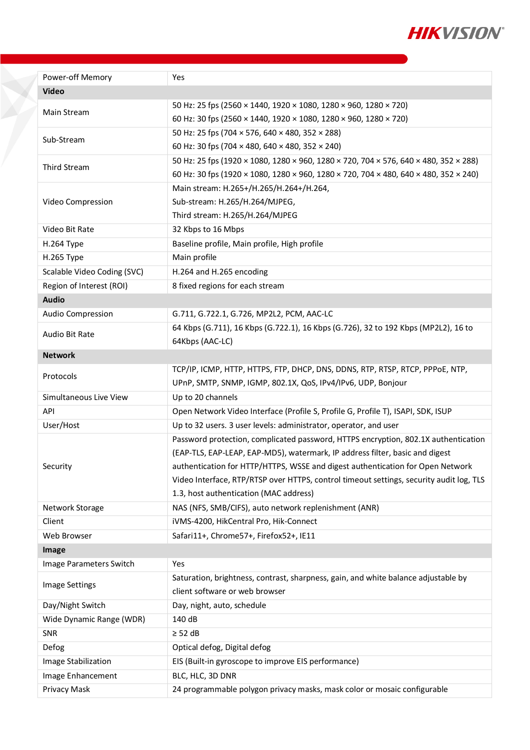| | |
|---|---|
| Power-off Memory | Yes |
| **Video** | |
| Main Stream | 50 Hz: 25 fps (2560 × 1440, 1920 × 1080, 1280 × 960, 1280 × 720)<br>60 Hz: 30 fps (2560 × 1440, 1920 × 1080, 1280 × 960, 1280 × 720) |
| Sub-Stream | 50 Hz: 25 fps (704 × 576, 640 × 480, 352 × 288)<br>60 Hz: 30 fps (704 × 480, 640 × 480, 352 × 240) |
| Third Stream | 50 Hz: 25 fps (1920 × 1080, 1280 × 960, 1280 × 720, 704 × 576, 640 × 480, 352 × 288)<br>60 Hz: 30 fps (1920 × 1080, 1280 × 960, 1280 × 720, 704 × 480, 640 × 480, 352 × 240) |
| Video Compression | Main stream: H.265+/H.265/H.264+/H.264,<br>Sub-stream: H.265/H.264/MJPEG,<br>Third stream: H.265/H.264/MJPEG |
| Video Bit Rate | 32 Kbps to 16 Mbps |
| H.264 Type | Baseline profile, Main profile, High profile |
| H.265 Type | Main profile |
| Scalable Video Coding (SVC) | H.264 and H.265 encoding |
| Region of Interest (ROI) | 8 fixed regions for each stream |
| **Audio** | |
| Audio Compression | G.711, G.722.1, G.726, MP2L2, PCM, AAC-LC |
| Audio Bit Rate | 64 Kbps (G.711), 16 Kbps (G.722.1), 16 Kbps (G.726), 32 to 192 Kbps (MP2L2), 16 to 64Kbps (AAC-LC) |
| **Network** | |
| Protocols | TCP/IP, ICMP, HTTP, HTTPS, FTP, DHCP, DNS, DDNS, RTP, RTSP, RTCP, PPPoE, NTP, UPnP, SMTP, SNMP, IGMP, 802.1X, QoS, IPv4/IPv6, UDP, Bonjour |
| Simultaneous Live View | Up to 20 channels |
| API | Open Network Video Interface (Profile S, Profile G, Profile T), ISAPI, SDK, ISUP |
| User/Host | Up to 32 users. 3 user levels: administrator, operator, and user |
| Security | Password protection, complicated password, HTTPS encryption, 802.1X authentication (EAP-TLS, EAP-LEAP, EAP-MD5), watermark, IP address filter, basic and digest authentication for HTTP/HTTPS, WSSE and digest authentication for Open Network Video Interface, RTP/RTSP over HTTPS, control timeout settings, security audit log, TLS 1.3, host authentication (MAC address) |
| Network Storage | NAS (NFS, SMB/CIFS), auto network replenishment (ANR) |
| Client | iVMS-4200, HikCentral Pro, Hik-Connect |
| Web Browser | Safari11+, Chrome57+, Firefox52+, IE11 |
| **Image** | |
| Image Parameters Switch | Yes |
| Image Settings | Saturation, brightness, contrast, sharpness, gain, and white balance adjustable by client software or web browser |
| Day/Night Switch | Day, night, auto, schedule |
| Wide Dynamic Range (WDR) | 140 dB |
| SNR | ≥ 52 dB |
| Defog | Optical defog, Digital defog |
| Image Stabilization | EIS (Built-in gyroscope to improve EIS performance) |
| Image Enhancement | BLC, HLC, 3D DNR |
| Privacy Mask | 24 programmable polygon privacy masks, mask color or mosaic configurable |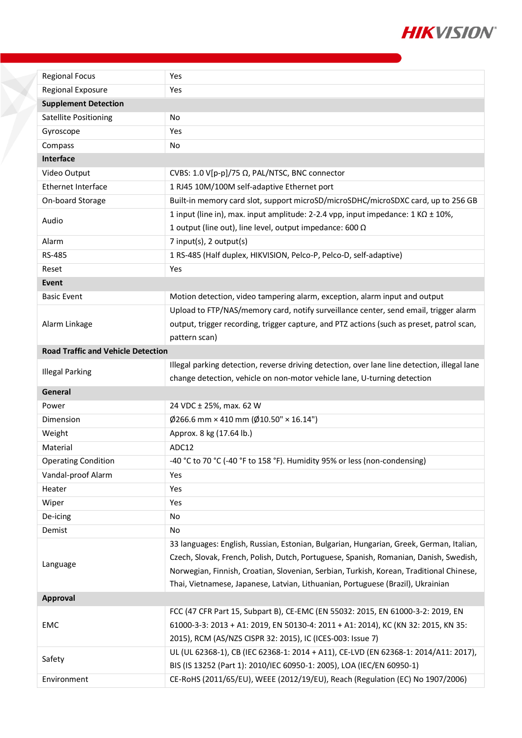| | |
|---|---|
| Regional Focus | Yes |
| Regional Exposure | Yes |
| **Supplement Detection** | |
| Satellite Positioning | No |
| Gyroscope | Yes |
| Compass | No |
| **Interface** | |
| Video Output | CVBS: 1.0 V[p-p]/75 Ω, PAL/NTSC, BNC connector |
| Ethernet Interface | 1 RJ45 10M/100M self-adaptive Ethernet port |
| On-board Storage | Built-in memory card slot, support microSD/microSDHC/microSDXC card, up to 256 GB |
| Audio | 1 input (line in), max. input amplitude: 2-2.4 vpp, input impedance: 1 KΩ ± 10%, 1 output (line out), line level, output impedance: 600 Ω |
| Alarm | 7 input(s), 2 output(s) |
| RS-485 | 1 RS-485 (Half duplex, HIKVISION, Pelco-P, Pelco-D, self-adaptive) |
| Reset | Yes |
| **Event** | |
| Basic Event | Motion detection, video tampering alarm, exception, alarm input and output |
| Alarm Linkage | Upload to FTP/NAS/memory card, notify surveillance center, send email, trigger alarm output, trigger recording, trigger capture, and PTZ actions (such as preset, patrol scan, pattern scan) |
| **Road Traffic and Vehicle Detection** | |
| Illegal Parking | Illegal parking detection, reverse driving detection, over lane line detection, illegal lane change detection, vehicle on non-motor vehicle lane, U-turning detection |
| **General** | |
| Power | 24 VDC ± 25%, max. 62 W |
| Dimension | Ø266.6 mm × 410 mm (Ø10.50" × 16.14") |
| Weight | Approx. 8 kg (17.64 lb.) |
| Material | ADC12 |
| Operating Condition | -40 °C to 70 °C (-40 °F to 158 °F). Humidity 95% or less (non-condensing) |
| Vandal-proof Alarm | Yes |
| Heater | Yes |
| Wiper | Yes |
| De-icing | No |
| Demist | No |
| Language | 33 languages: English, Russian, Estonian, Bulgarian, Hungarian, Greek, German, Italian, Czech, Slovak, French, Polish, Dutch, Portuguese, Spanish, Romanian, Danish, Swedish, Norwegian, Finnish, Croatian, Slovenian, Serbian, Turkish, Korean, Traditional Chinese, Thai, Vietnamese, Japanese, Latvian, Lithuanian, Portuguese (Brazil), Ukrainian |
| **Approval** | |
| EMC | FCC (47 CFR Part 15, Subpart B), CE-EMC (EN 55032: 2015, EN 61000-3-2: 2019, EN 61000-3-3: 2013 + A1: 2019, EN 50130-4: 2011 + A1: 2014), KC (KN 32: 2015, KN 35: 2015), RCM (AS/NZS CISPR 32: 2015), IC (ICES-003: Issue 7) |
| Safety | UL (UL 62368-1), CB (IEC 62368-1: 2014 + A11), CE-LVD (EN 62368-1: 2014/A11: 2017), BIS (IS 13252 (Part 1): 2010/IEC 60950-1: 2005), LOA (IEC/EN 60950-1) |
| Environment | CE-RoHS (2011/65/EU), WEEE (2012/19/EU), Reach (Regulation (EC) No 1907/2006) |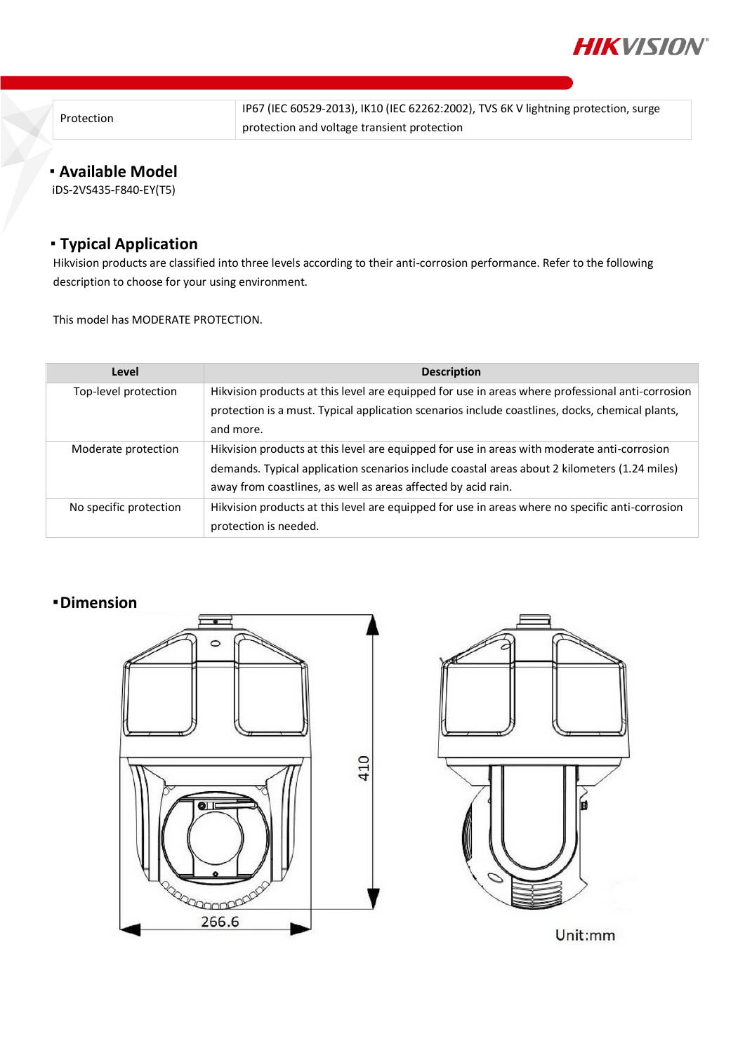| Protection | IP67 (IEC 60529-2013), IK10 (IEC 62262:2002), TVS 6K V lightning protection, surge protection and voltage transient protection |
|---|---|

## Available Model

iDS-2VS435-F840-EY(T5)

## Typical Application

Hikvision products are classified into three levels according to their anti-corrosion performance. Refer to the following description to choose for your using environment.

This model has MODERATE PROTECTION.

| Level | Description |
|---|---|
| Top-level protection | Hikvision products at this level are equipped for use in areas where professional anti-corrosion protection is a must. Typical application scenarios include coastlines, docks, chemical plants, and more. |
| Moderate protection | Hikvision products at this level are equipped for use in areas with moderate anti-corrosion demands. Typical application scenarios include coastal areas about 2 kilometers (1.24 miles) away from coastlines, as well as areas affected by acid rain. |
| No specific protection | Hikvision products at this level are equipped for use in areas where no specific anti-corrosion protection is needed. |

## Dimension

410

266.6

Unit:mm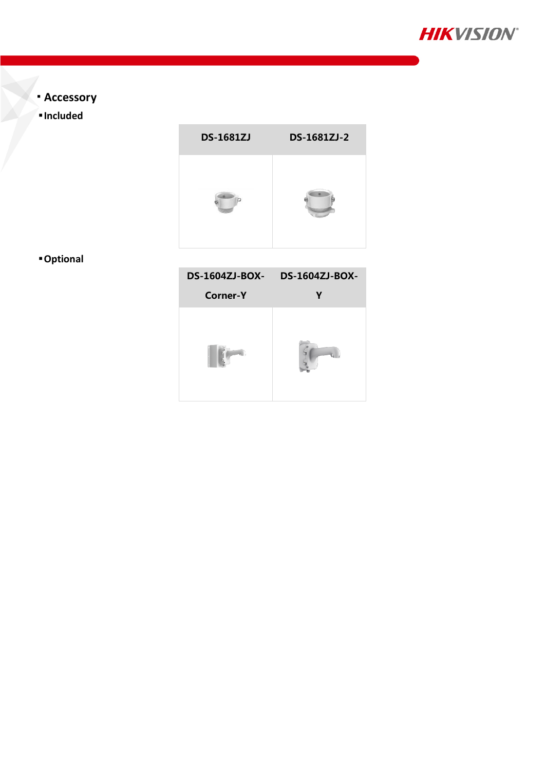## Accessory

### Included

| DS-1681ZJ | DS-1681ZJ-2 |
| --- | --- |
| | |

### Optional

| DS-1604ZJ-BOX-Corner-Y | DS-1604ZJ-BOX-Y |
| --- | --- |
| | |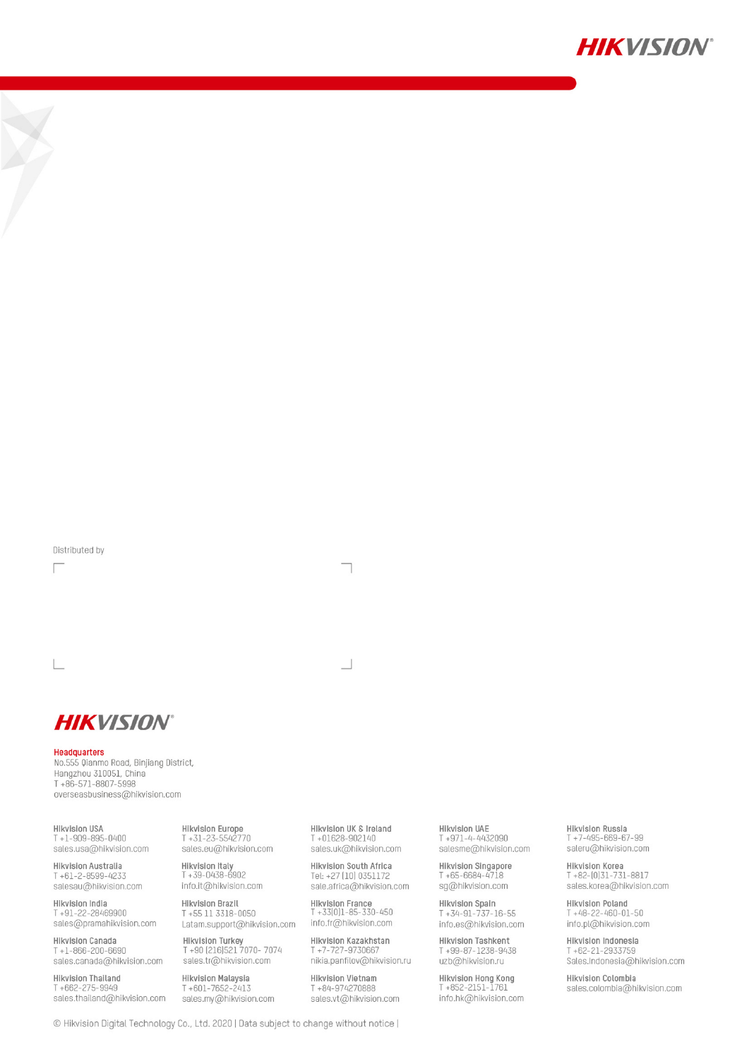Distributed by

**HIKVISION**

**Headquarters**
No.555 Qianmo Road, Binjiang District,
Hangzhou 310051, China
T +86-571-8807-5998
overseasbusiness@hikvision.com

**Hikvision USA**
T +1-909-895-0400
sales.usa@hikvision.com

**Hikvision Australia**
T +61-2-8599-4233
salesau@hikvision.com

**Hikvision India**
T +91-22-28469900
sales@pramahikvision.com

**Hikvision Canada**
T +1-866-200-6690
sales.canada@hikvision.com

**Hikvision Thailand**
T +662-275-9949
sales.thailand@hikvision.com

**Hikvision Europe**
T +31-23-5542770
sales.eu@hikvision.com

**Hikvision Italy**
T +39-0438-6902
info.it@hikvision.com

**Hikvision Brazil**
T +55 11 3318-0050
Latam.support@hikvision.com

**Hikvision Turkey**
T +90 (216)521 7070- 7074
sales.tr@hikvision.com

**Hikvision Malaysia**
T +601-7652-2413
sales.my@hikvision.com

**Hikvision UK & Ireland**
T +01628-902140
sales.uk@hikvision.com

**Hikvision South Africa**
Tel: +27 (10) 0351172
sale.africa@hikvision.com

**Hikvision France**
T +33(0)1-85-330-450
info.fr@hikvision.com

**Hikvision Kazakhstan**
T +7-727-9730667
nikia.panfilov@hikvision.ru

**Hikvision Vietnam**
T +84-974270888
sales.vt@hikvision.com

**Hikvision UAE**
T +971-4-4432090
salesme@hikvision.com

**Hikvision Singapore**
T +65-6684-4718
sg@hikvision.com

**Hikvision Spain**
T +34-91-737-16-55
info.es@hikvision.com

**Hikvision Tashkent**
T +99-87-1238-9438
uzb@hikvision.ru

**Hikvision Hong Kong**
T +852-2151-1761
info.hk@hikvision.com

**Hikvision Russia**
T +7-495-669-67-99
saleru@hikvision.com

**Hikvision Korea**
T +82-(0)31-731-8817
sales.korea@hikvision.com

**Hikvision Poland**
T +48-22-460-01-50
info.pl@hikvision.com

**Hikvision Indonesia**
T +62-21-2933759
Sales.Indonesia@hikvision.com

**Hikvision Colombia**
sales.colombia@hikvision.com

© Hikvision Digital Technology Co., Ltd. 2020 | Data subject to change without notice |